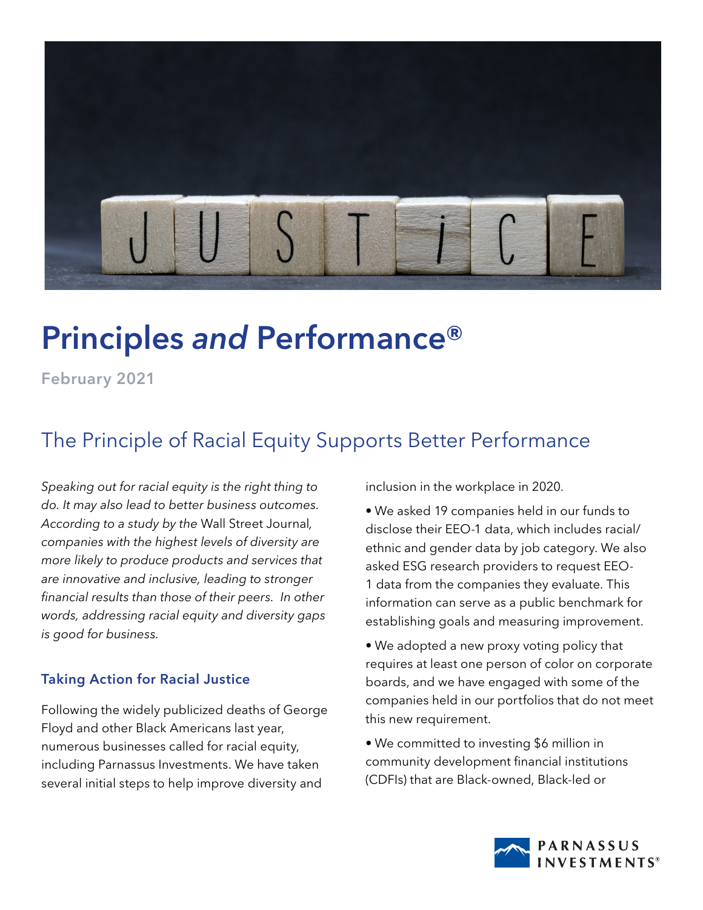# Principles *and* Performance®

February 2021

## The Principle of Racial Equity Supports Better Performance

*Speaking out for racial equity is the right thing to do. It may also lead to better business outcomes. According to a study by the* Wall Street Journal*, companies with the highest levels of diversity are more likely to produce products and services that are innovative and inclusive, leading to stronger financial results than those of their peers. In other words, addressing racial equity and diversity gaps is good for business.*

### Taking Action for Racial Justice

Following the widely publicized deaths of George Floyd and other Black Americans last year, numerous businesses called for racial equity, including Parnassus Investments. We have taken several initial steps to help improve diversity and inclusion in the workplace in 2020.

- We asked 19 companies held in our funds to disclose their EEO-1 data, which includes racial/ethnic and gender data by job category. We also asked ESG research providers to request EEO-1 data from the companies they evaluate. This information can serve as a public benchmark for establishing goals and measuring improvement.
- We adopted a new proxy voting policy that requires at least one person of color on corporate boards, and we have engaged with some of the companies held in our portfolios that do not meet this new requirement.
- We committed to investing $6 million in community development financial institutions (CDFIs) that are Black-owned, Black-led or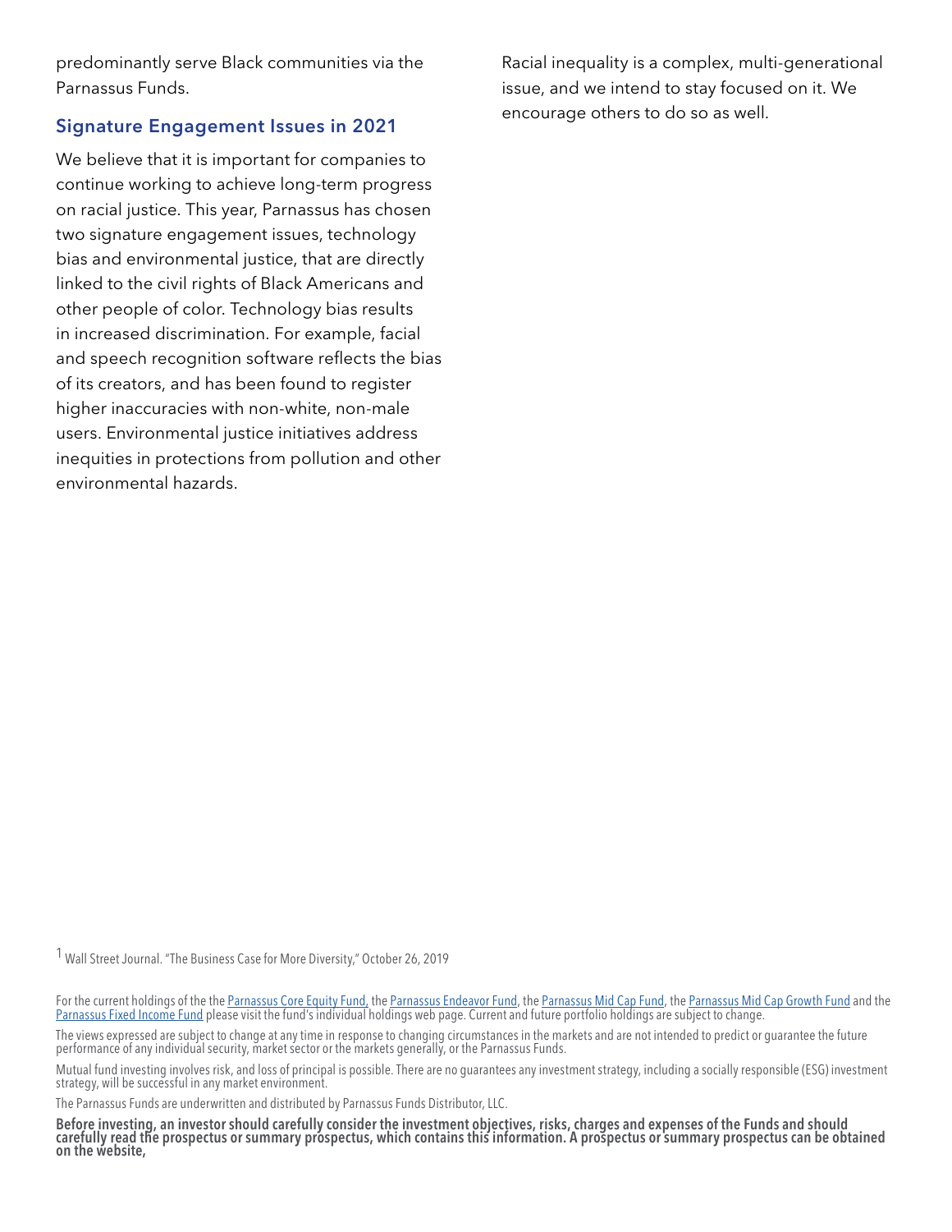predominantly serve Black communities via the Parnassus Funds.

## Signature Engagement Issues in 2021

We believe that it is important for companies to continue working to achieve long-term progress on racial justice. This year, Parnassus has chosen two signature engagement issues, technology bias and environmental justice, that are directly linked to the civil rights of Black Americans and other people of color. Technology bias results in increased discrimination. For example, facial and speech recognition software reflects the bias of its creators, and has been found to register higher inaccuracies with non-white, non-male users. Environmental justice initiatives address inequities in protections from pollution and other environmental hazards.

Racial inequality is a complex, multi-generational issue, and we intend to stay focused on it. We encourage others to do so as well.

[1] Wall Street Journal. "The Business Case for More Diversity," October 26, 2019

For the current holdings of the the Parnassus Core Equity Fund, the Parnassus Endeavor Fund, the Parnassus Mid Cap Fund, the Parnassus Mid Cap Growth Fund and the Parnassus Fixed Income Fund please visit the fund's individual holdings web page. Current and future portfolio holdings are subject to change.

The views expressed are subject to change at any time in response to changing circumstances in the markets and are not intended to predict or guarantee the future performance of any individual security, market sector or the markets generally, or the Parnassus Funds.

Mutual fund investing involves risk, and loss of principal is possible. There are no guarantees any investment strategy, including a socially responsible (ESG) investment strategy, will be successful in any market environment.

The Parnassus Funds are underwritten and distributed by Parnassus Funds Distributor, LLC.

**Before investing, an investor should carefully consider the investment objectives, risks, charges and expenses of the Funds and should carefully read the prospectus or summary prospectus, which contains this information. A prospectus or summary prospectus can be obtained on the website,**